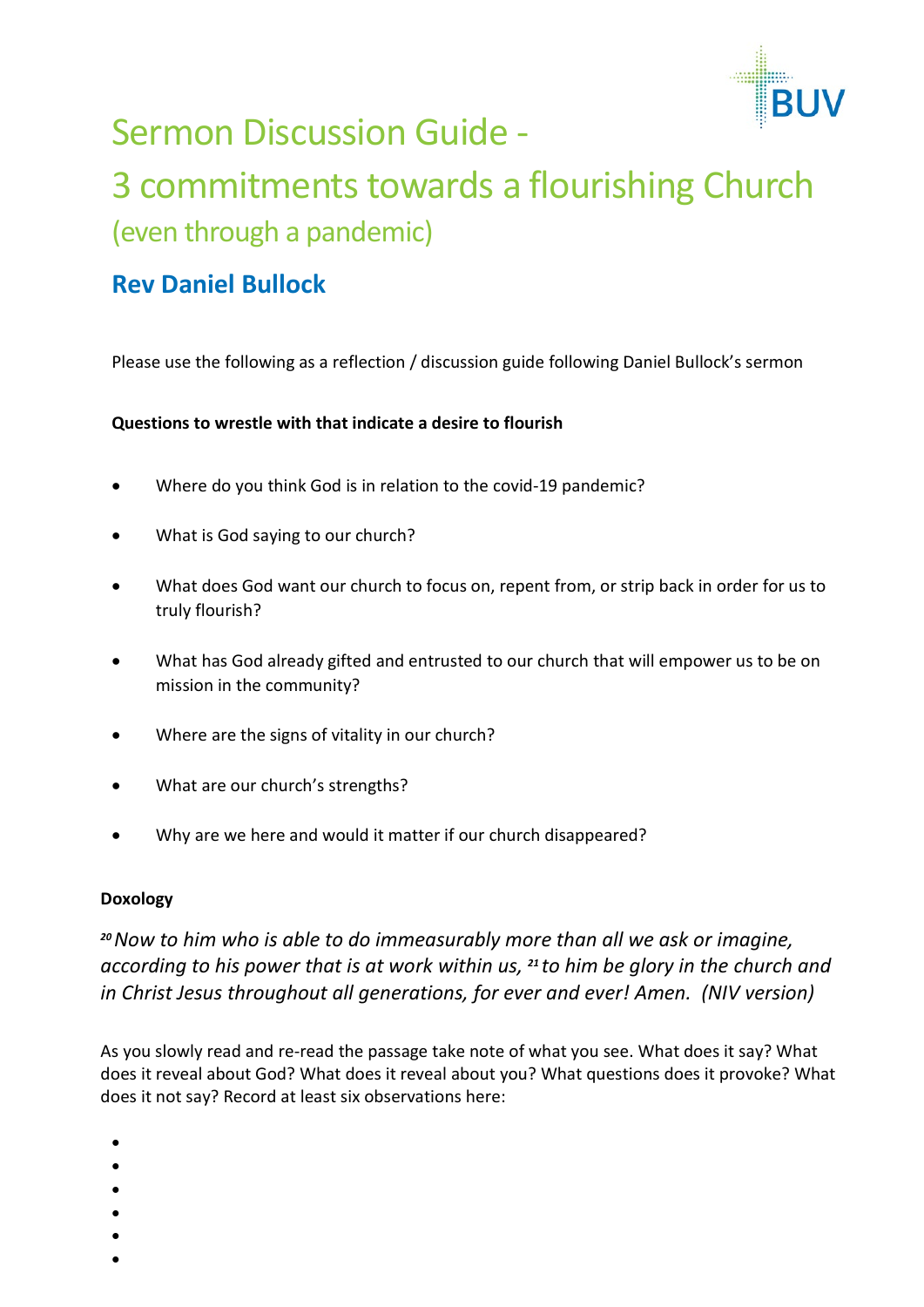# Sermon Discussion Guide - 3 commitments towards a flourishing Church (even through a pandemic)

## Rev Daniel Bullock

Please use the following as a reflection / discussion guide following Daniel Bullock's sermon

**Questions to wrestle with that indicate a desire to flourish**

- Where do you think God is in relation to the covid-19 pandemic?
- What is God saying to our church?
- What does God want our church to focus on, repent from, or strip back in order for us to truly flourish?
- What has God already gifted and entrusted to our church that will empower us to be on mission in the community?
- Where are the signs of vitality in our church?
- What are our church's strengths?
- Why are we here and would it matter if our church disappeared?

**Doxology**

*[20] Now to him who is able to do immeasurably more than all we ask or imagine, according to his power that is at work within us, [21] to him be glory in the church and in Christ Jesus throughout all generations, for ever and ever! Amen. (NIV version)*

As you slowly read and re-read the passage take note of what you see. What does it say? What does it reveal about God? What does it reveal about you? What questions does it provoke? What does it not say? Record at least six observations here:

- 
- 
- 
- 
- 
-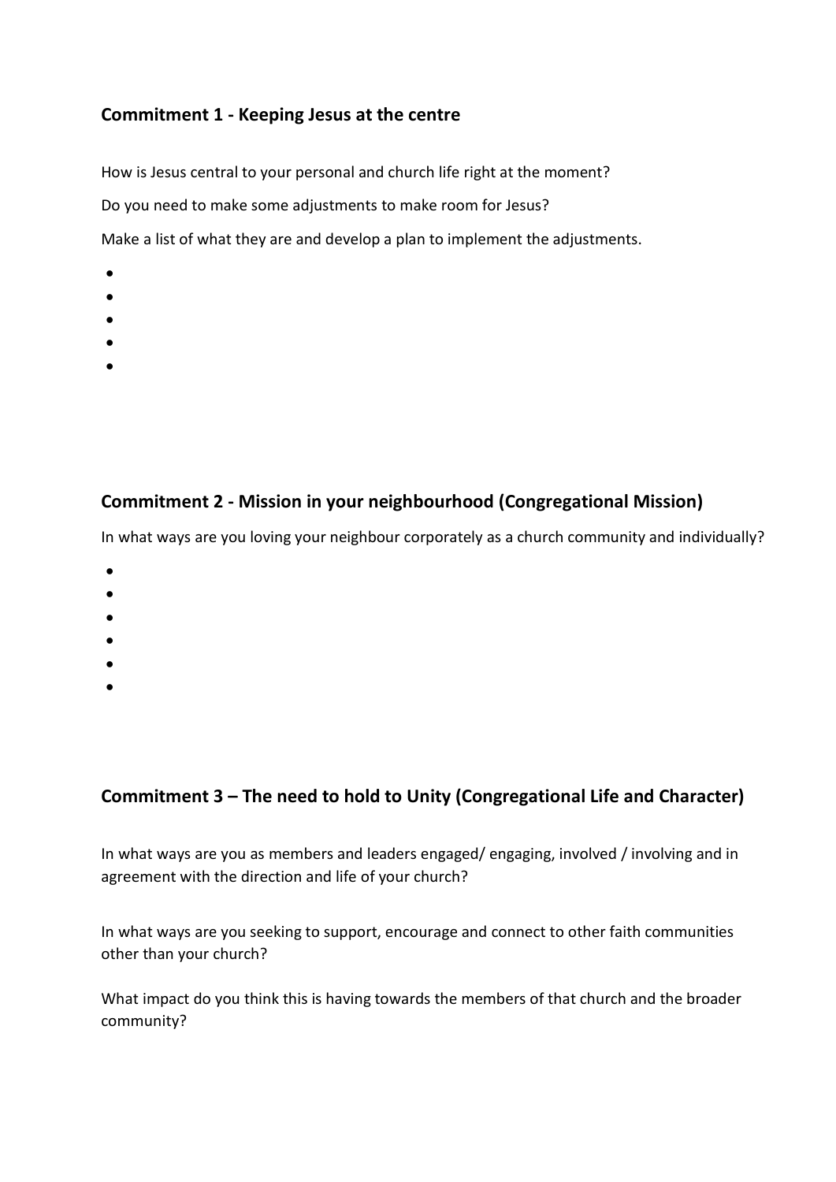## Commitment 1 - Keeping Jesus at the centre

How is Jesus central to your personal and church life right at the moment?

Do you need to make some adjustments to make room for Jesus?

Make a list of what they are and develop a plan to implement the adjustments.

- 
- 
- 
- 
- 

## Commitment 2 - Mission in your neighbourhood (Congregational Mission)

In what ways are you loving your neighbour corporately as a church community and individually?

- 
- 
- 
- 
- 
- 

## Commitment 3 – The need to hold to Unity (Congregational Life and Character)

In what ways are you as members and leaders engaged/ engaging, involved / involving and in agreement with the direction and life of your church?

In what ways are you seeking to support, encourage and connect to other faith communities other than your church?

What impact do you think this is having towards the members of that church and the broader community?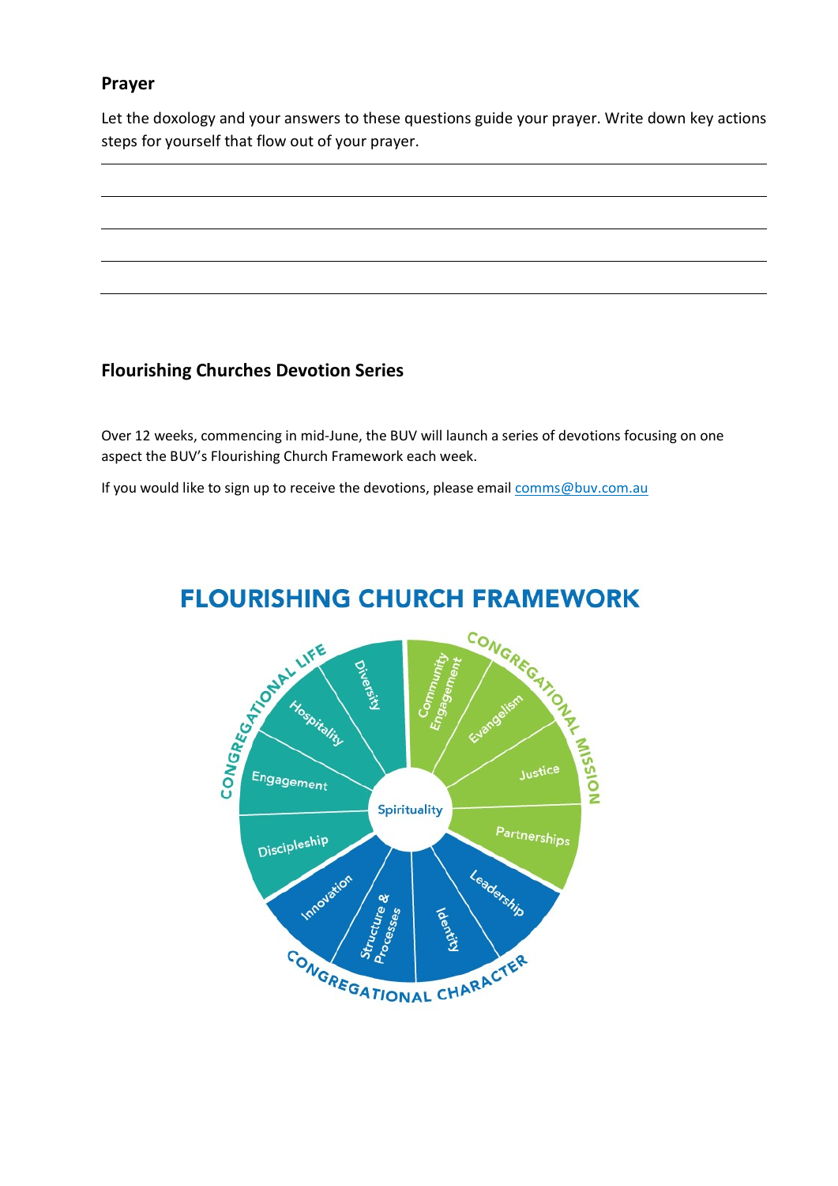## Prayer

Let the doxology and your answers to these questions guide your prayer. Write down key actions steps for yourself that flow out of your prayer.

## Flourishing Churches Devotion Series

Over 12 weeks, commencing in mid-June, the BUV will launch a series of devotions focusing on one aspect the BUV's Flourishing Church Framework each week.

If you would like to sign up to receive the devotions, please email [comms@buv.com.au](mailto:comms@buv.com.au)

FLOURISHING CHURCH FRAMEWORK

CONGREGATIONAL LIFE

Diversity

Hospitality

Engagement

Discipleship

CONGREGATIONAL MISSION

Community Engagement

Evangelism

Justice

Partnerships

CONGREGATIONAL CHARACTER

Leadership

Identity

Structure & Processes

Innovation

Spirituality